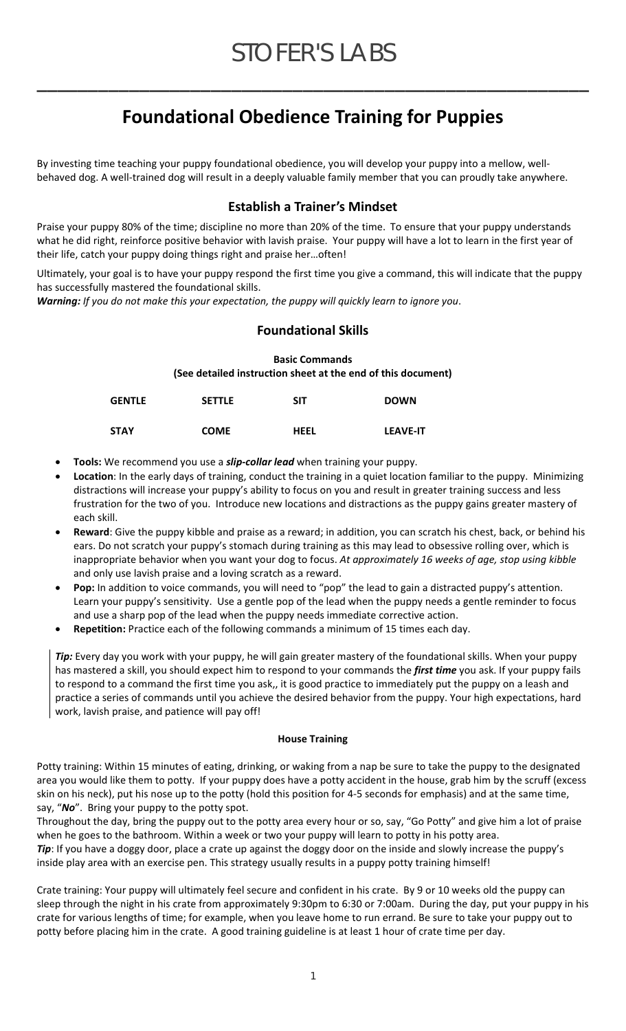# STOFER'S LABS

## Foundational Obedience Training for Puppies

By investing time teaching your puppy foundational obedience, you will develop your puppy into a mellow, well-behaved dog. A well-trained dog will result in a deeply valuable family member that you can proudly take anywhere.

### Establish a Trainer's Mindset

Praise your puppy 80% of the time; discipline no more than 20% of the time. To ensure that your puppy understands what he did right, reinforce positive behavior with lavish praise. Your puppy will have a lot to learn in the first year of their life, catch your puppy doing things right and praise her…often!

Ultimately, your goal is to have your puppy respond the first time you give a command, this will indicate that the puppy has successfully mastered the foundational skills.

***Warning:*** *If you do not make this your expectation, the puppy will quickly learn to ignore you*.

### Foundational Skills

**Basic Commands**
**(See detailed instruction sheet at the end of this document)**

| | | | |
|---|---|---|---|
| **GENTLE** | **SETTLE** | **SIT** | **DOWN** |
| **STAY** | **COME** | **HEEL** | **LEAVE-IT** |

- **Tools:** We recommend you use a ***slip-collar lead*** when training your puppy.
- **Location**: In the early days of training, conduct the training in a quiet location familiar to the puppy. Minimizing distractions will increase your puppy's ability to focus on you and result in greater training success and less frustration for the two of you. Introduce new locations and distractions as the puppy gains greater mastery of each skill.
- **Reward**: Give the puppy kibble and praise as a reward; in addition, you can scratch his chest, back, or behind his ears. Do not scratch your puppy's stomach during training as this may lead to obsessive rolling over, which is inappropriate behavior when you want your dog to focus. *At approximately 16 weeks of age, stop using kibble* and only use lavish praise and a loving scratch as a reward.
- **Pop:** In addition to voice commands, you will need to "pop" the lead to gain a distracted puppy's attention. Learn your puppy's sensitivity. Use a gentle pop of the lead when the puppy needs a gentle reminder to focus and use a sharp pop of the lead when the puppy needs immediate corrective action.
- **Repetition:** Practice each of the following commands a minimum of 15 times each day.

***Tip:*** Every day you work with your puppy, he will gain greater mastery of the foundational skills. When your puppy has mastered a skill, you should expect him to respond to your commands the ***first time*** you ask. If your puppy fails to respond to a command the first time you ask,, it is good practice to immediately put the puppy on a leash and practice a series of commands until you achieve the desired behavior from the puppy. Your high expectations, hard work, lavish praise, and patience will pay off!

**House Training**

Potty training: Within 15 minutes of eating, drinking, or waking from a nap be sure to take the puppy to the designated area you would like them to potty. If your puppy does have a potty accident in the house, grab him by the scruff (excess skin on his neck), put his nose up to the potty (hold this position for 4-5 seconds for emphasis) and at the same time, say, "***No***". Bring your puppy to the potty spot.

Throughout the day, bring the puppy out to the potty area every hour or so, say, "Go Potty" and give him a lot of praise when he goes to the bathroom. Within a week or two your puppy will learn to potty in his potty area.

***Tip***: If you have a doggy door, place a crate up against the doggy door on the inside and slowly increase the puppy's inside play area with an exercise pen. This strategy usually results in a puppy potty training himself!

Crate training: Your puppy will ultimately feel secure and confident in his crate. By 9 or 10 weeks old the puppy can sleep through the night in his crate from approximately 9:30pm to 6:30 or 7:00am. During the day, put your puppy in his crate for various lengths of time; for example, when you leave home to run errand. Be sure to take your puppy out to potty before placing him in the crate. A good training guideline is at least 1 hour of crate time per day.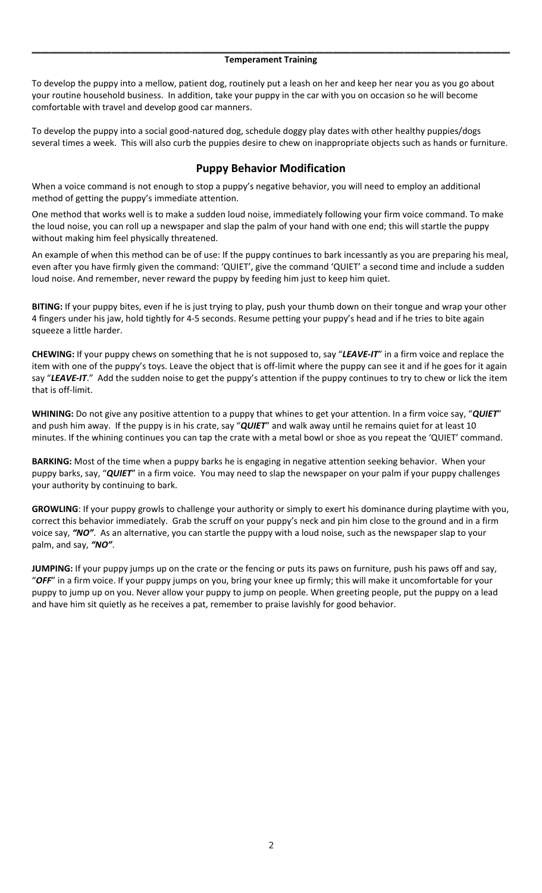### Temperament Training

To develop the puppy into a mellow, patient dog, routinely put a leash on her and keep her near you as you go about your routine household business. In addition, take your puppy in the car with you on occasion so he will become comfortable with travel and develop good car manners.

To develop the puppy into a social good-natured dog, schedule doggy play dates with other healthy puppies/dogs several times a week. This will also curb the puppies desire to chew on inappropriate objects such as hands or furniture.

## Puppy Behavior Modification

When a voice command is not enough to stop a puppy's negative behavior, you will need to employ an additional method of getting the puppy's immediate attention.

One method that works well is to make a sudden loud noise, immediately following your firm voice command. To make the loud noise, you can roll up a newspaper and slap the palm of your hand with one end; this will startle the puppy without making him feel physically threatened.

An example of when this method can be of use: If the puppy continues to bark incessantly as you are preparing his meal, even after you have firmly given the command: 'QUIET', give the command 'QUIET' a second time and include a sudden loud noise. And remember, never reward the puppy by feeding him just to keep him quiet.

**BITING:** If your puppy bites, even if he is just trying to play, push your thumb down on their tongue and wrap your other 4 fingers under his jaw, hold tightly for 4-5 seconds. Resume petting your puppy's head and if he tries to bite again squeeze a little harder.

**CHEWING:** If your puppy chews on something that he is not supposed to, say "***LEAVE-IT***" in a firm voice and replace the item with one of the puppy's toys. Leave the object that is off-limit where the puppy can see it and if he goes for it again say "***LEAVE-IT***." Add the sudden noise to get the puppy's attention if the puppy continues to try to chew or lick the item that is off-limit.

**WHINING:** Do not give any positive attention to a puppy that whines to get your attention. In a firm voice say, "***QUIET***" and push him away. If the puppy is in his crate, say "***QUIET***" and walk away until he remains quiet for at least 10 minutes. If the whining continues you can tap the crate with a metal bowl or shoe as you repeat the 'QUIET' command.

**BARKING:** Most of the time when a puppy barks he is engaging in negative attention seeking behavior. When your puppy barks, say, "***QUIET***" in a firm voice. You may need to slap the newspaper on your palm if your puppy challenges your authority by continuing to bark.

**GROWLING**: If your puppy growls to challenge your authority or simply to exert his dominance during playtime with you, correct this behavior immediately. Grab the scruff on your puppy's neck and pin him close to the ground and in a firm voice say, ***"NO"***. As an alternative, you can startle the puppy with a loud noise, such as the newspaper slap to your palm, and say, ***"NO"***.

**JUMPING:** If your puppy jumps up on the crate or the fencing or puts its paws on furniture, push his paws off and say, "***OFF***" in a firm voice. If your puppy jumps on you, bring your knee up firmly; this will make it uncomfortable for your puppy to jump up on you. Never allow your puppy to jump on people. When greeting people, put the puppy on a lead and have him sit quietly as he receives a pat, remember to praise lavishly for good behavior.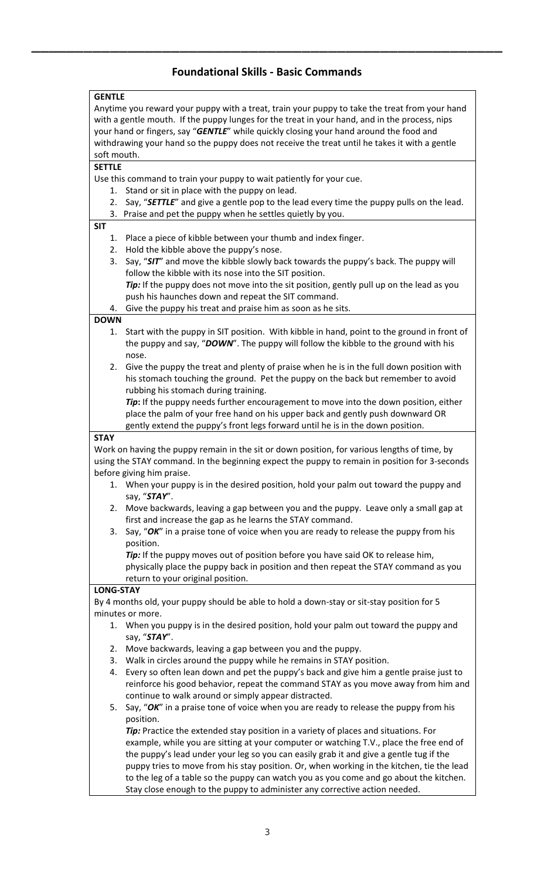## Foundational Skills - Basic Commands

### GENTLE

Anytime you reward your puppy with a treat, train your puppy to take the treat from your hand with a gentle mouth. If the puppy lunges for the treat in your hand, and in the process, nips your hand or fingers, say "***GENTLE***" while quickly closing your hand around the food and withdrawing your hand so the puppy does not receive the treat until he takes it with a gentle soft mouth.

### SETTLE

Use this command to train your puppy to wait patiently for your cue.

1. Stand or sit in place with the puppy on lead.
2. Say, "***SETTLE***" and give a gentle pop to the lead every time the puppy pulls on the lead.
3. Praise and pet the puppy when he settles quietly by you.

### SIT

1. Place a piece of kibble between your thumb and index finger.
2. Hold the kibble above the puppy's nose.
3. Say, "***SIT***" and move the kibble slowly back towards the puppy's back. The puppy will follow the kibble with its nose into the SIT position.
   ***Tip:*** If the puppy does not move into the sit position, gently pull up on the lead as you push his haunches down and repeat the SIT command.
4. Give the puppy his treat and praise him as soon as he sits.

### DOWN

1. Start with the puppy in SIT position. With kibble in hand, point to the ground in front of the puppy and say, "***DOWN***". The puppy will follow the kibble to the ground with his nose.
2. Give the puppy the treat and plenty of praise when he is in the full down position with his stomach touching the ground. Pet the puppy on the back but remember to avoid rubbing his stomach during training.
   ***Tip*****:** If the puppy needs further encouragement to move into the down position, either place the palm of your free hand on his upper back and gently push downward OR gently extend the puppy's front legs forward until he is in the down position.

### STAY

Work on having the puppy remain in the sit or down position, for various lengths of time, by using the STAY command. In the beginning expect the puppy to remain in position for 3-seconds before giving him praise.

1. When your puppy is in the desired position, hold your palm out toward the puppy and say, "***STAY***".
2. Move backwards, leaving a gap between you and the puppy. Leave only a small gap at first and increase the gap as he learns the STAY command.
3. Say, "***OK***" in a praise tone of voice when you are ready to release the puppy from his position.
   ***Tip:*** If the puppy moves out of position before you have said OK to release him, physically place the puppy back in position and then repeat the STAY command as you return to your original position.

### LONG-STAY

By 4 months old, your puppy should be able to hold a down-stay or sit-stay position for 5 minutes or more.

1. When you puppy is in the desired position, hold your palm out toward the puppy and say, "***STAY***".
2. Move backwards, leaving a gap between you and the puppy.
3. Walk in circles around the puppy while he remains in STAY position.
4. Every so often lean down and pet the puppy's back and give him a gentle praise just to reinforce his good behavior, repeat the command STAY as you move away from him and continue to walk around or simply appear distracted.
5. Say, "***OK***" in a praise tone of voice when you are ready to release the puppy from his position.
   ***Tip:*** Practice the extended stay position in a variety of places and situations. For example, while you are sitting at your computer or watching T.V., place the free end of the puppy's lead under your leg so you can easily grab it and give a gentle tug if the puppy tries to move from his stay position. Or, when working in the kitchen, tie the lead to the leg of a table so the puppy can watch you as you come and go about the kitchen. Stay close enough to the puppy to administer any corrective action needed.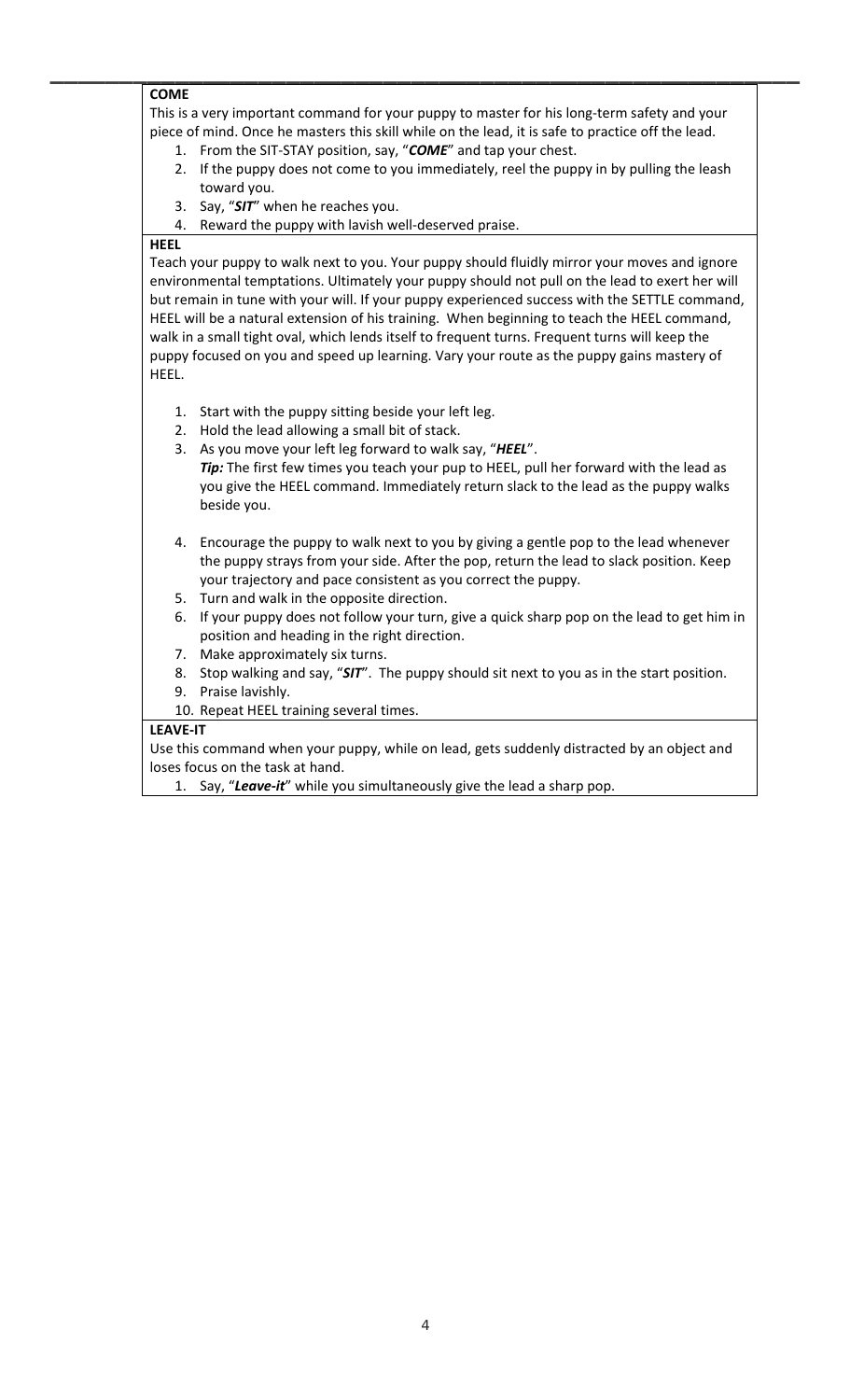**COME**

This is a very important command for your puppy to master for his long-term safety and your piece of mind. Once he masters this skill while on the lead, it is safe to practice off the lead.

1. From the SIT-STAY position, say, "***COME***" and tap your chest.
2. If the puppy does not come to you immediately, reel the puppy in by pulling the leash toward you.
3. Say, "***SIT***" when he reaches you.
4. Reward the puppy with lavish well-deserved praise.

**HEEL**

Teach your puppy to walk next to you. Your puppy should fluidly mirror your moves and ignore environmental temptations. Ultimately your puppy should not pull on the lead to exert her will but remain in tune with your will. If your puppy experienced success with the SETTLE command, HEEL will be a natural extension of his training. When beginning to teach the HEEL command, walk in a small tight oval, which lends itself to frequent turns. Frequent turns will keep the puppy focused on you and speed up learning. Vary your route as the puppy gains mastery of HEEL.

1. Start with the puppy sitting beside your left leg.
2. Hold the lead allowing a small bit of stack.
3. As you move your left leg forward to walk say, "***HEEL***".
   ***Tip:*** The first few times you teach your pup to HEEL, pull her forward with the lead as you give the HEEL command. Immediately return slack to the lead as the puppy walks beside you.

4. Encourage the puppy to walk next to you by giving a gentle pop to the lead whenever the puppy strays from your side. After the pop, return the lead to slack position. Keep your trajectory and pace consistent as you correct the puppy.
5. Turn and walk in the opposite direction.
6. If your puppy does not follow your turn, give a quick sharp pop on the lead to get him in position and heading in the right direction.
7. Make approximately six turns.
8. Stop walking and say, "***SIT***". The puppy should sit next to you as in the start position.
9. Praise lavishly.
10. Repeat HEEL training several times.

**LEAVE-IT**

Use this command when your puppy, while on lead, gets suddenly distracted by an object and loses focus on the task at hand.

1. Say, "***Leave-it***" while you simultaneously give the lead a sharp pop.